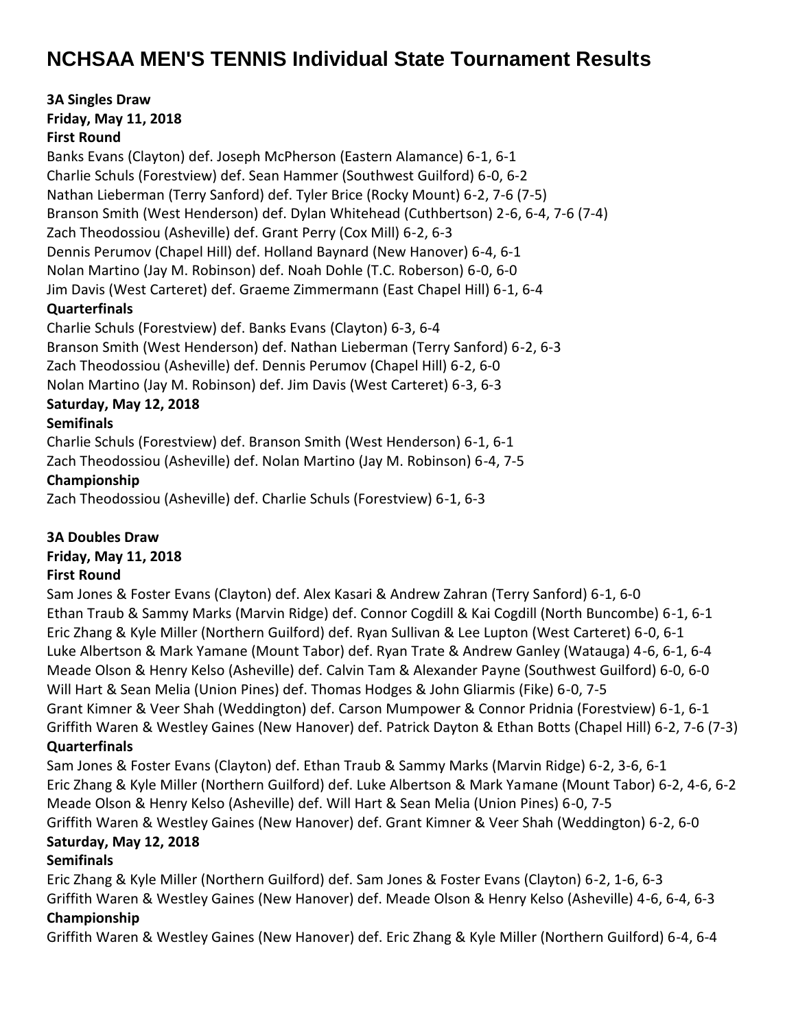# NCHSAA MEN'S TENNIS Individual State Tournament Results

**3A Singles Draw**
**Friday, May 11, 2018**
**First Round**

Banks Evans (Clayton) def. Joseph McPherson (Eastern Alamance) 6-1, 6-1
Charlie Schuls (Forestview) def. Sean Hammer (Southwest Guilford) 6-0, 6-2
Nathan Lieberman (Terry Sanford) def. Tyler Brice (Rocky Mount) 6-2, 7-6 (7-5)
Branson Smith (West Henderson) def. Dylan Whitehead (Cuthbertson) 2-6, 6-4, 7-6 (7-4)
Zach Theodossiou (Asheville) def. Grant Perry (Cox Mill) 6-2, 6-3
Dennis Perumov (Chapel Hill) def. Holland Baynard (New Hanover) 6-4, 6-1
Nolan Martino (Jay M. Robinson) def. Noah Dohle (T.C. Roberson) 6-0, 6-0
Jim Davis (West Carteret) def. Graeme Zimmermann (East Chapel Hill) 6-1, 6-4

**Quarterfinals**

Charlie Schuls (Forestview) def. Banks Evans (Clayton) 6-3, 6-4
Branson Smith (West Henderson) def. Nathan Lieberman (Terry Sanford) 6-2, 6-3
Zach Theodossiou (Asheville) def. Dennis Perumov (Chapel Hill) 6-2, 6-0
Nolan Martino (Jay M. Robinson) def. Jim Davis (West Carteret) 6-3, 6-3

**Saturday, May 12, 2018**
**Semifinals**

Charlie Schuls (Forestview) def. Branson Smith (West Henderson) 6-1, 6-1
Zach Theodossiou (Asheville) def. Nolan Martino (Jay M. Robinson) 6-4, 7-5

**Championship**

Zach Theodossiou (Asheville) def. Charlie Schuls (Forestview) 6-1, 6-3

**3A Doubles Draw**
**Friday, May 11, 2018**
**First Round**

Sam Jones & Foster Evans (Clayton) def. Alex Kasari & Andrew Zahran (Terry Sanford) 6-1, 6-0
Ethan Traub & Sammy Marks (Marvin Ridge) def. Connor Cogdill & Kai Cogdill (North Buncombe) 6-1, 6-1
Eric Zhang & Kyle Miller (Northern Guilford) def. Ryan Sullivan & Lee Lupton (West Carteret) 6-0, 6-1
Luke Albertson & Mark Yamane (Mount Tabor) def. Ryan Trate & Andrew Ganley (Watauga) 4-6, 6-1, 6-4
Meade Olson & Henry Kelso (Asheville) def. Calvin Tam & Alexander Payne (Southwest Guilford) 6-0, 6-0
Will Hart & Sean Melia (Union Pines) def. Thomas Hodges & John Gliarmis (Fike) 6-0, 7-5
Grant Kimner & Veer Shah (Weddington) def. Carson Mumpower & Connor Pridnia (Forestview) 6-1, 6-1
Griffith Waren & Westley Gaines (New Hanover) def. Patrick Dayton & Ethan Botts (Chapel Hill) 6-2, 7-6 (7-3)

**Quarterfinals**

Sam Jones & Foster Evans (Clayton) def. Ethan Traub & Sammy Marks (Marvin Ridge) 6-2, 3-6, 6-1
Eric Zhang & Kyle Miller (Northern Guilford) def. Luke Albertson & Mark Yamane (Mount Tabor) 6-2, 4-6, 6-2
Meade Olson & Henry Kelso (Asheville) def. Will Hart & Sean Melia (Union Pines) 6-0, 7-5
Griffith Waren & Westley Gaines (New Hanover) def. Grant Kimner & Veer Shah (Weddington) 6-2, 6-0

**Saturday, May 12, 2018**
**Semifinals**

Eric Zhang & Kyle Miller (Northern Guilford) def. Sam Jones & Foster Evans (Clayton) 6-2, 1-6, 6-3
Griffith Waren & Westley Gaines (New Hanover) def. Meade Olson & Henry Kelso (Asheville) 4-6, 6-4, 6-3

**Championship**

Griffith Waren & Westley Gaines (New Hanover) def. Eric Zhang & Kyle Miller (Northern Guilford) 6-4, 6-4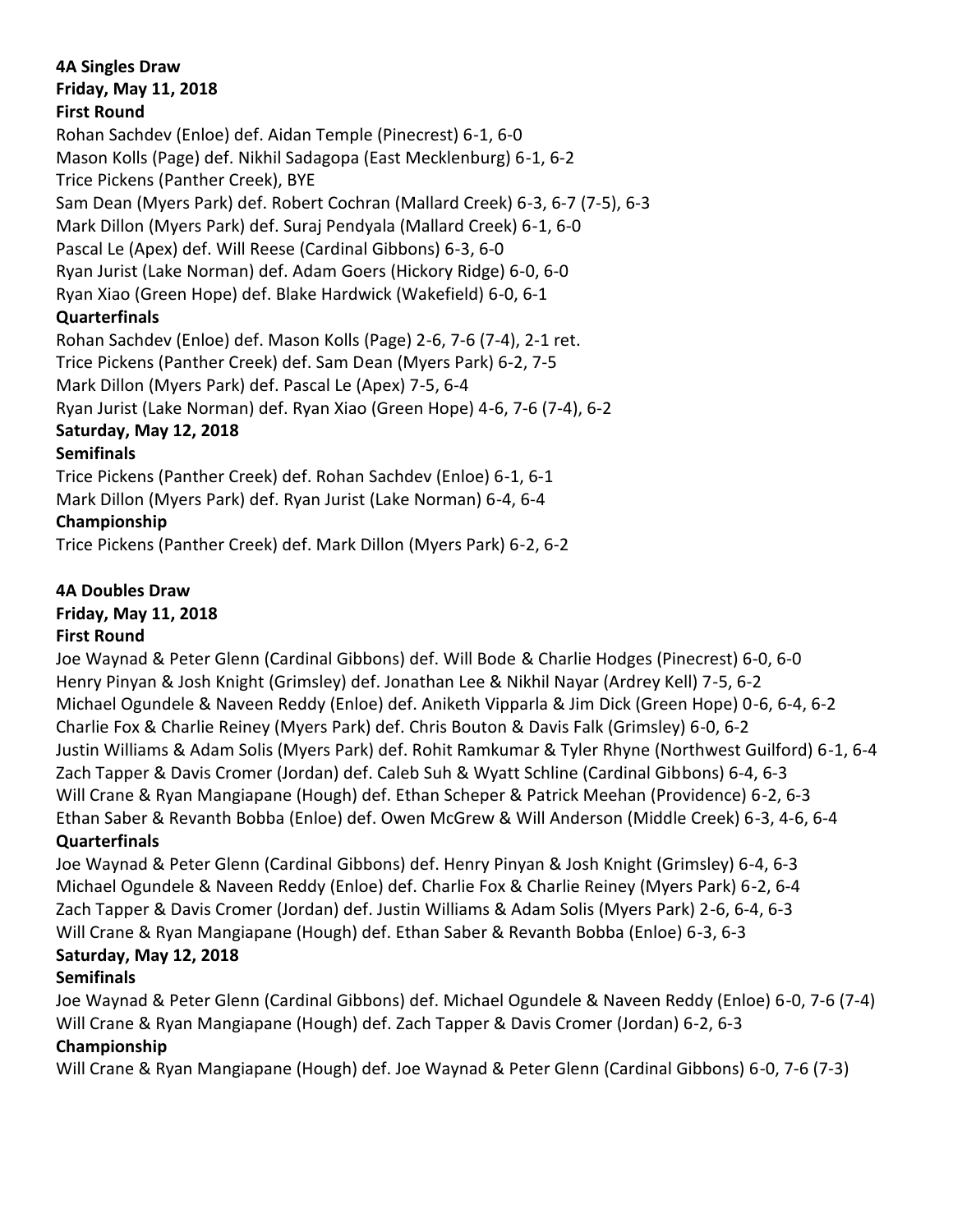**4A Singles Draw**

**Friday, May 11, 2018**

**First Round**

Rohan Sachdev (Enloe) def. Aidan Temple (Pinecrest) 6-1, 6-0
Mason Kolls (Page) def. Nikhil Sadagopa (East Mecklenburg) 6-1, 6-2
Trice Pickens (Panther Creek), BYE
Sam Dean (Myers Park) def. Robert Cochran (Mallard Creek) 6-3, 6-7 (7-5), 6-3
Mark Dillon (Myers Park) def. Suraj Pendyala (Mallard Creek) 6-1, 6-0
Pascal Le (Apex) def. Will Reese (Cardinal Gibbons) 6-3, 6-0
Ryan Jurist (Lake Norman) def. Adam Goers (Hickory Ridge) 6-0, 6-0
Ryan Xiao (Green Hope) def. Blake Hardwick (Wakefield) 6-0, 6-1

**Quarterfinals**

Rohan Sachdev (Enloe) def. Mason Kolls (Page) 2-6, 7-6 (7-4), 2-1 ret.
Trice Pickens (Panther Creek) def. Sam Dean (Myers Park) 6-2, 7-5
Mark Dillon (Myers Park) def. Pascal Le (Apex) 7-5, 6-4
Ryan Jurist (Lake Norman) def. Ryan Xiao (Green Hope) 4-6, 7-6 (7-4), 6-2

**Saturday, May 12, 2018**

**Semifinals**

Trice Pickens (Panther Creek) def. Rohan Sachdev (Enloe) 6-1, 6-1
Mark Dillon (Myers Park) def. Ryan Jurist (Lake Norman) 6-4, 6-4

**Championship**

Trice Pickens (Panther Creek) def. Mark Dillon (Myers Park) 6-2, 6-2

**4A Doubles Draw**

**Friday, May 11, 2018**

**First Round**

Joe Waynad & Peter Glenn (Cardinal Gibbons) def. Will Bode & Charlie Hodges (Pinecrest) 6-0, 6-0
Henry Pinyan & Josh Knight (Grimsley) def. Jonathan Lee & Nikhil Nayar (Ardrey Kell) 7-5, 6-2
Michael Ogundele & Naveen Reddy (Enloe) def. Aniketh Vipparla & Jim Dick (Green Hope) 0-6, 6-4, 6-2
Charlie Fox & Charlie Reiney (Myers Park) def. Chris Bouton & Davis Falk (Grimsley) 6-0, 6-2
Justin Williams & Adam Solis (Myers Park) def. Rohit Ramkumar & Tyler Rhyne (Northwest Guilford) 6-1, 6-4
Zach Tapper & Davis Cromer (Jordan) def. Caleb Suh & Wyatt Schline (Cardinal Gibbons) 6-4, 6-3
Will Crane & Ryan Mangiapane (Hough) def. Ethan Scheper & Patrick Meehan (Providence) 6-2, 6-3
Ethan Saber & Revanth Bobba (Enloe) def. Owen McGrew & Will Anderson (Middle Creek) 6-3, 4-6, 6-4

**Quarterfinals**

Joe Waynad & Peter Glenn (Cardinal Gibbons) def. Henry Pinyan & Josh Knight (Grimsley) 6-4, 6-3
Michael Ogundele & Naveen Reddy (Enloe) def. Charlie Fox & Charlie Reiney (Myers Park) 6-2, 6-4
Zach Tapper & Davis Cromer (Jordan) def. Justin Williams & Adam Solis (Myers Park) 2-6, 6-4, 6-3
Will Crane & Ryan Mangiapane (Hough) def. Ethan Saber & Revanth Bobba (Enloe) 6-3, 6-3

**Saturday, May 12, 2018**

**Semifinals**

Joe Waynad & Peter Glenn (Cardinal Gibbons) def. Michael Ogundele & Naveen Reddy (Enloe) 6-0, 7-6 (7-4)
Will Crane & Ryan Mangiapane (Hough) def. Zach Tapper & Davis Cromer (Jordan) 6-2, 6-3

**Championship**

Will Crane & Ryan Mangiapane (Hough) def. Joe Waynad & Peter Glenn (Cardinal Gibbons) 6-0, 7-6 (7-3)